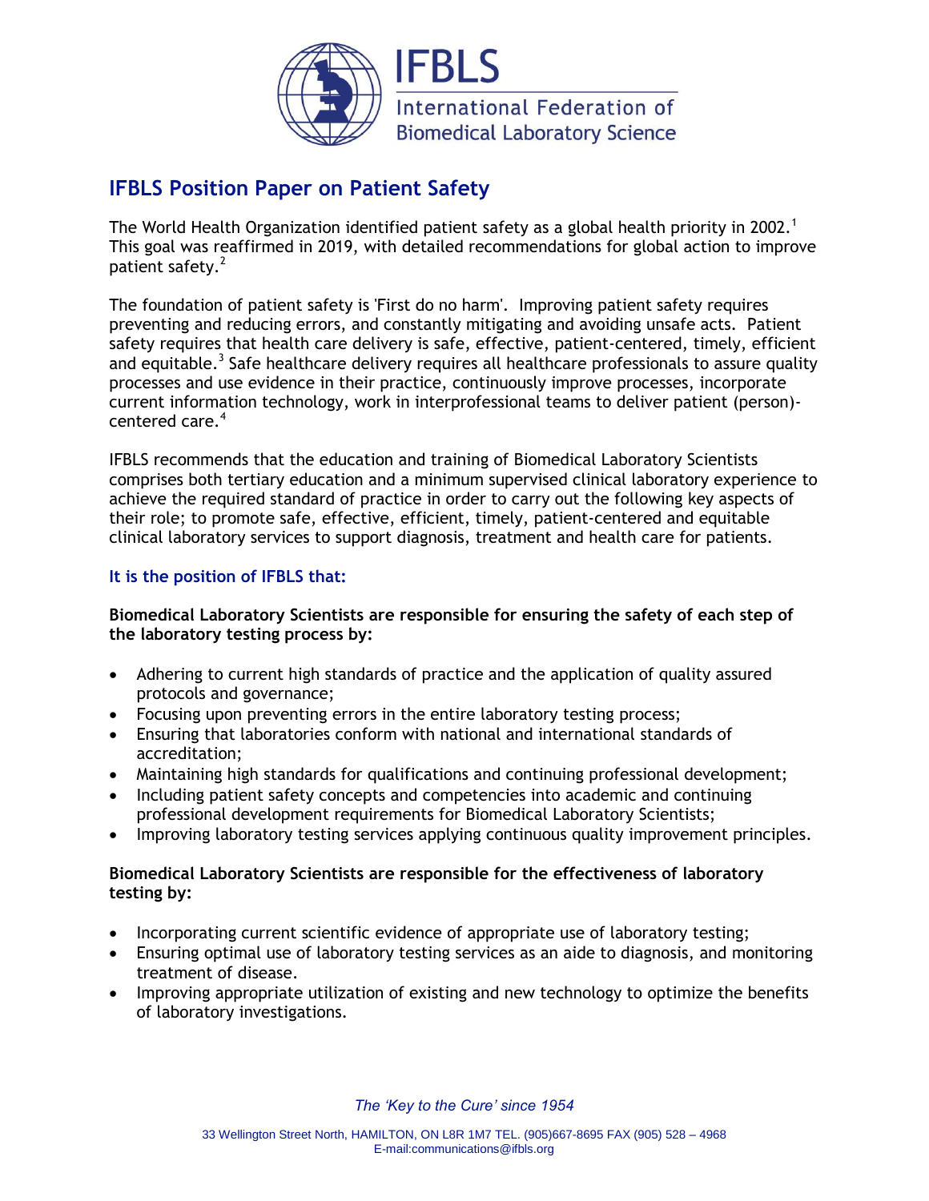# IFBLS Position Paper on Patient Safety

The World Health Organization identified patient safety as a global health priority in 2002.[1] This goal was reaffirmed in 2019, with detailed recommendations for global action to improve patient safety.[2]

The foundation of patient safety is 'First do no harm'. Improving patient safety requires preventing and reducing errors, and constantly mitigating and avoiding unsafe acts. Patient safety requires that health care delivery is safe, effective, patient-centered, timely, efficient and equitable.[3] Safe healthcare delivery requires all healthcare professionals to assure quality processes and use evidence in their practice, continuously improve processes, incorporate current information technology, work in interprofessional teams to deliver patient (person)-centered care.[4]

IFBLS recommends that the education and training of Biomedical Laboratory Scientists comprises both tertiary education and a minimum supervised clinical laboratory experience to achieve the required standard of practice in order to carry out the following key aspects of their role; to promote safe, effective, efficient, timely, patient-centered and equitable clinical laboratory services to support diagnosis, treatment and health care for patients.

## It is the position of IFBLS that:

**Biomedical Laboratory Scientists are responsible for ensuring the safety of each step of the laboratory testing process by:**

- Adhering to current high standards of practice and the application of quality assured protocols and governance;
- Focusing upon preventing errors in the entire laboratory testing process;
- Ensuring that laboratories conform with national and international standards of accreditation;
- Maintaining high standards for qualifications and continuing professional development;
- Including patient safety concepts and competencies into academic and continuing professional development requirements for Biomedical Laboratory Scientists;
- Improving laboratory testing services applying continuous quality improvement principles.

**Biomedical Laboratory Scientists are responsible for the effectiveness of laboratory testing by:**

- Incorporating current scientific evidence of appropriate use of laboratory testing;
- Ensuring optimal use of laboratory testing services as an aide to diagnosis, and monitoring treatment of disease.
- Improving appropriate utilization of existing and new technology to optimize the benefits of laboratory investigations.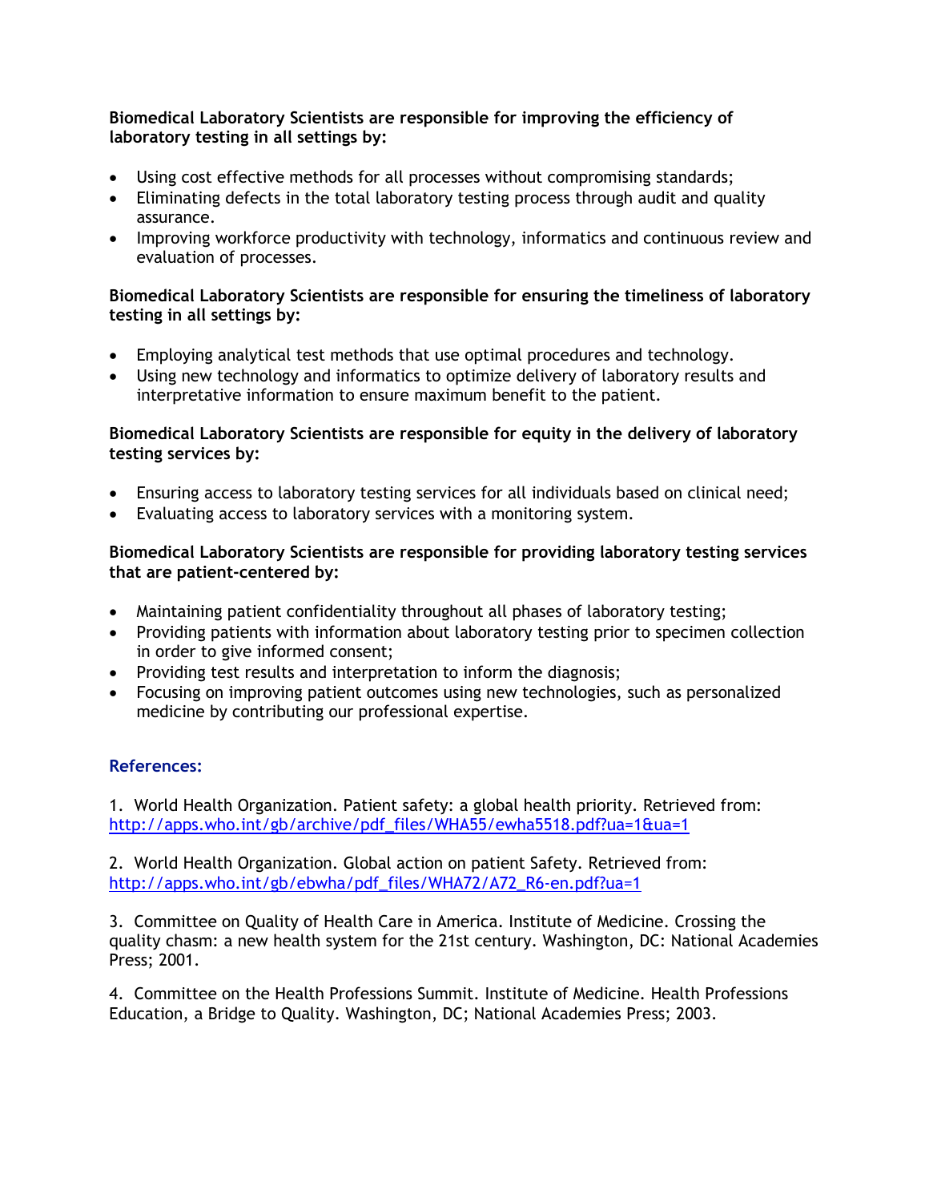**Biomedical Laboratory Scientists are responsible for improving the efficiency of laboratory testing in all settings by:**

- Using cost effective methods for all processes without compromising standards;
- Eliminating defects in the total laboratory testing process through audit and quality assurance.
- Improving workforce productivity with technology, informatics and continuous review and evaluation of processes.

**Biomedical Laboratory Scientists are responsible for ensuring the timeliness of laboratory testing in all settings by:**

- Employing analytical test methods that use optimal procedures and technology.
- Using new technology and informatics to optimize delivery of laboratory results and interpretative information to ensure maximum benefit to the patient.

**Biomedical Laboratory Scientists are responsible for equity in the delivery of laboratory testing services by:**

- Ensuring access to laboratory testing services for all individuals based on clinical need;
- Evaluating access to laboratory services with a monitoring system.

**Biomedical Laboratory Scientists are responsible for providing laboratory testing services that are patient-centered by:**

- Maintaining patient confidentiality throughout all phases of laboratory testing;
- Providing patients with information about laboratory testing prior to specimen collection in order to give informed consent;
- Providing test results and interpretation to inform the diagnosis;
- Focusing on improving patient outcomes using new technologies, such as personalized medicine by contributing our professional expertise.

## References:

1. World Health Organization. Patient safety: a global health priority. Retrieved from: http://apps.who.int/gb/archive/pdf_files/WHA55/ewha5518.pdf?ua=1&ua=1

2. World Health Organization. Global action on patient Safety. Retrieved from: http://apps.who.int/gb/ebwha/pdf_files/WHA72/A72_R6-en.pdf?ua=1

3. Committee on Quality of Health Care in America. Institute of Medicine. Crossing the quality chasm: a new health system for the 21st century. Washington, DC: National Academies Press; 2001.

4. Committee on the Health Professions Summit. Institute of Medicine. Health Professions Education, a Bridge to Quality. Washington, DC; National Academies Press; 2003.